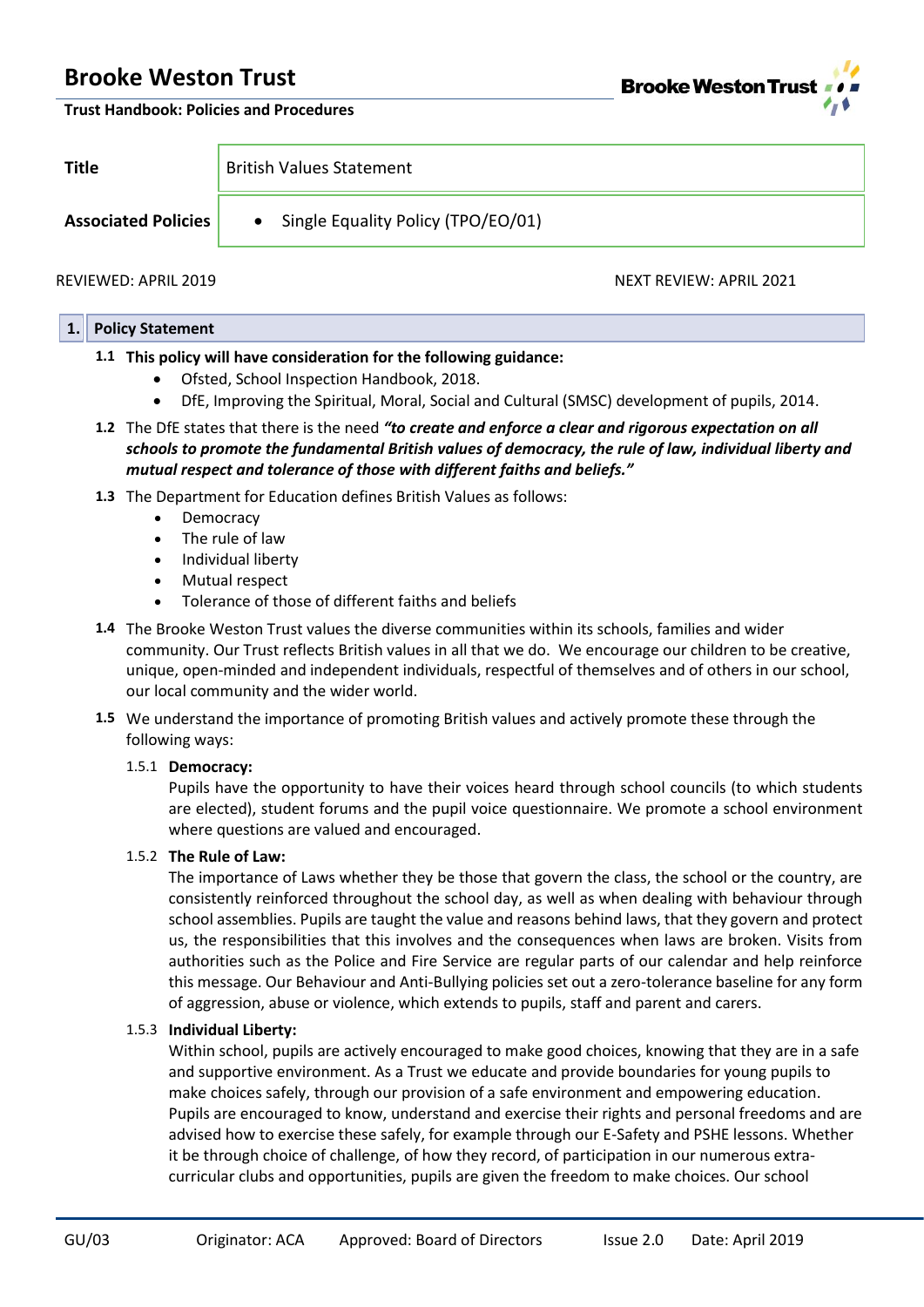# Brooke Weston Trust

**Trust Handbook: Policies and Procedures**

| **Title** | British Values Statement |
|---|---|
| **Associated Policies** | • Single Equality Policy (TPO/EO/01) |

REVIEWED: APRIL 2019 NEXT REVIEW: APRIL 2021

## 1. Policy Statement

**1.1 This policy will have consideration for the following guidance:**

- Ofsted, School Inspection Handbook, 2018.
- DfE, Improving the Spiritual, Moral, Social and Cultural (SMSC) development of pupils, 2014.

**1.2** The DfE states that there is the need ***"to create and enforce a clear and rigorous expectation on all schools to promote the fundamental British values of democracy, the rule of law, individual liberty and mutual respect and tolerance of those with different faiths and beliefs."***

**1.3** The Department for Education defines British Values as follows:

- Democracy
- The rule of law
- Individual liberty
- Mutual respect
- Tolerance of those of different faiths and beliefs

**1.4** The Brooke Weston Trust values the diverse communities within its schools, families and wider community. Our Trust reflects British values in all that we do. We encourage our children to be creative, unique, open-minded and independent individuals, respectful of themselves and of others in our school, our local community and the wider world.

**1.5** We understand the importance of promoting British values and actively promote these through the following ways:

1.5.1 **Democracy:**

Pupils have the opportunity to have their voices heard through school councils (to which students are elected), student forums and the pupil voice questionnaire. We promote a school environment where questions are valued and encouraged.

1.5.2 **The Rule of Law:**

The importance of Laws whether they be those that govern the class, the school or the country, are consistently reinforced throughout the school day, as well as when dealing with behaviour through school assemblies. Pupils are taught the value and reasons behind laws, that they govern and protect us, the responsibilities that this involves and the consequences when laws are broken. Visits from authorities such as the Police and Fire Service are regular parts of our calendar and help reinforce this message. Our Behaviour and Anti-Bullying policies set out a zero-tolerance baseline for any form of aggression, abuse or violence, which extends to pupils, staff and parent and carers.

1.5.3 **Individual Liberty:**

Within school, pupils are actively encouraged to make good choices, knowing that they are in a safe and supportive environment. As a Trust we educate and provide boundaries for young pupils to make choices safely, through our provision of a safe environment and empowering education. Pupils are encouraged to know, understand and exercise their rights and personal freedoms and are advised how to exercise these safely, for example through our E-Safety and PSHE lessons. Whether it be through choice of challenge, of how they record, of participation in our numerous extra-curricular clubs and opportunities, pupils are given the freedom to make choices. Our school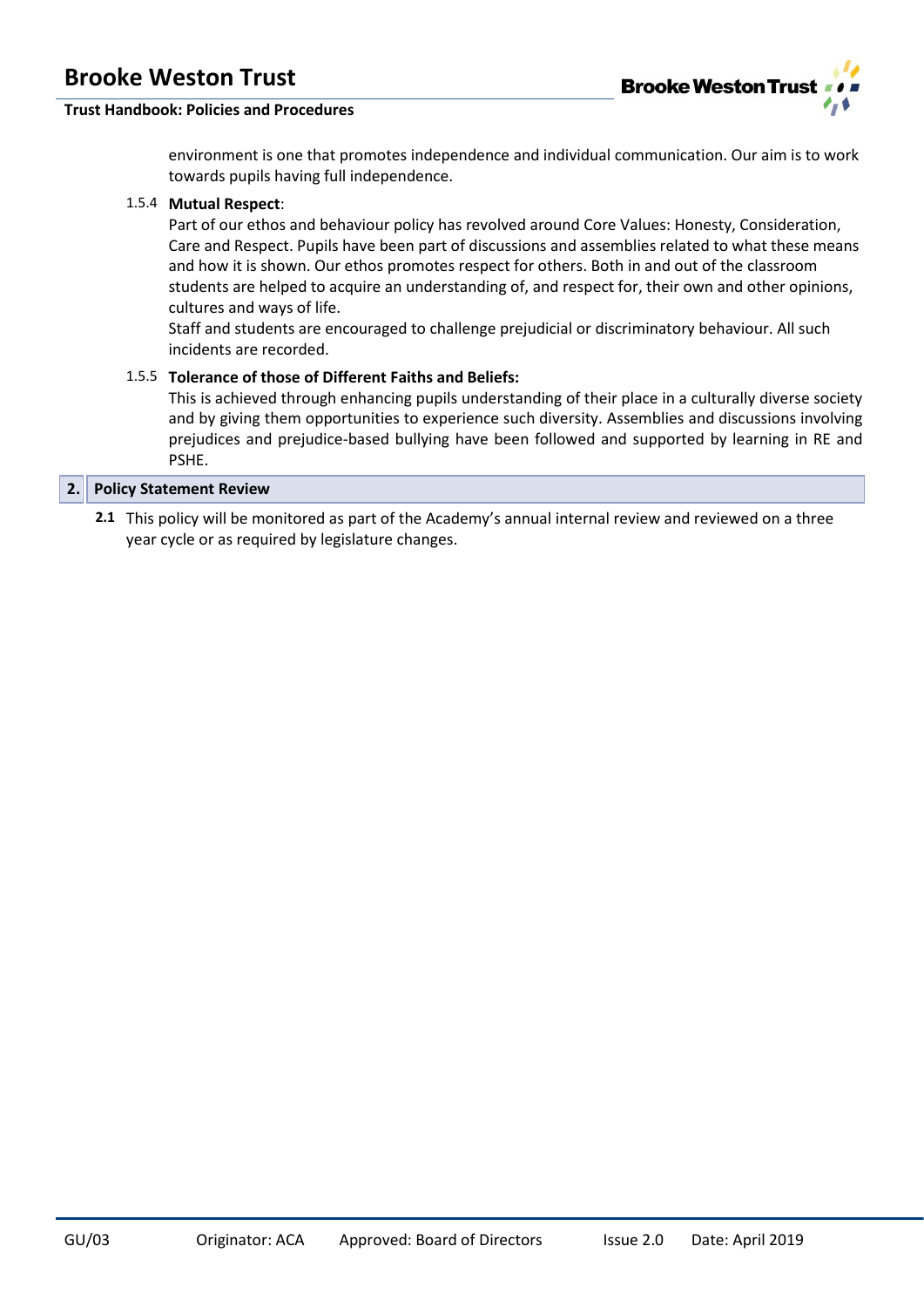environment is one that promotes independence and individual communication. Our aim is to work towards pupils having full independence.

1.5.4 **Mutual Respect**:

Part of our ethos and behaviour policy has revolved around Core Values: Honesty, Consideration, Care and Respect. Pupils have been part of discussions and assemblies related to what these means and how it is shown. Our ethos promotes respect for others. Both in and out of the classroom students are helped to acquire an understanding of, and respect for, their own and other opinions, cultures and ways of life.

Staff and students are encouraged to challenge prejudicial or discriminatory behaviour. All such incidents are recorded.

1.5.5 **Tolerance of those of Different Faiths and Beliefs:**

This is achieved through enhancing pupils understanding of their place in a culturally diverse society and by giving them opportunities to experience such diversity. Assemblies and discussions involving prejudices and prejudice-based bullying have been followed and supported by learning in RE and PSHE.

## 2. Policy Statement Review

**2.1** This policy will be monitored as part of the Academy's annual internal review and reviewed on a three year cycle or as required by legislature changes.